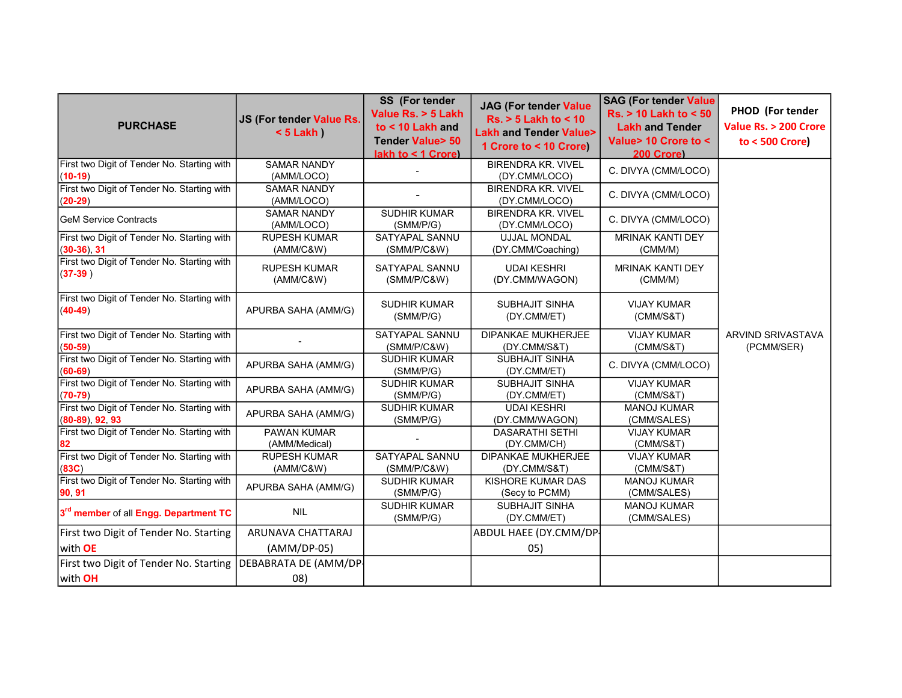| PURCHASE | JS (For tender Value Rs. < 5 Lakh ) | SS (For tender Value Rs. > 5 Lakh to < 10 Lakh and Tender Value> 50 lakh to < 1 Crore) | JAG (For tender Value Rs. > 5 Lakh to < 10 Lakh and Tender Value> 1 Crore to < 10 Crore) | SAG (For tender Value Rs. > 10 Lakh to < 50 Lakh and Tender Value> 10 Crore to < 200 Crore) | PHOD (For tender Value Rs. > 200 Crore to < 500 Crore) |
|---|---|---|---|---|---|
| First two Digit of Tender No. Starting with (10-19) | SAMAR NANDY (AMM/LOCO) | - | BIRENDRA KR. VIVEL (DY.CMM/LOCO) | C. DIVYA (CMM/LOCO) | ARVIND SRIVASTAVA (PCMM/SER) |
| First two Digit of Tender No. Starting with (20-29) | SAMAR NANDY (AMM/LOCO) | - | BIRENDRA KR. VIVEL (DY.CMM/LOCO) | C. DIVYA (CMM/LOCO) | |
| GeM Service Contracts | SAMAR NANDY (AMM/LOCO) | SUDHIR KUMAR (SMM/P/G) | BIRENDRA KR. VIVEL (DY.CMM/LOCO) | C. DIVYA (CMM/LOCO) | |
| First two Digit of Tender No. Starting with (30-36), 31 | RUPESH KUMAR (AMM/C&W) | SATYAPAL SANNU (SMM/P/C&W) | UJJAL MONDAL (DY.CMM/Coaching) | MRINAK KANTI DEY (CMM/M) | |
| First two Digit of Tender No. Starting with (37-39 ) | RUPESH KUMAR (AMM/C&W) | SATYAPAL SANNU (SMM/P/C&W) | UDAI KESHRI (DY.CMM/WAGON) | MRINAK KANTI DEY (CMM/M) | |
| First two Digit of Tender No. Starting with (40-49) | APURBA SAHA (AMM/G) | SUDHIR KUMAR (SMM/P/G) | SUBHAJIT SINHA (DY.CMM/ET) | VIJAY KUMAR (CMM/S&T) | |
| First two Digit of Tender No. Starting with (50-59) | - | SATYAPAL SANNU (SMM/P/C&W) | DIPANKAE MUKHERJEE (DY.CMM/S&T) | VIJAY KUMAR (CMM/S&T) | |
| First two Digit of Tender No. Starting with (60-69) | APURBA SAHA (AMM/G) | SUDHIR KUMAR (SMM/P/G) | SUBHAJIT SINHA (DY.CMM/ET) | C. DIVYA (CMM/LOCO) | |
| First two Digit of Tender No. Starting with (70-79) | APURBA SAHA (AMM/G) | SUDHIR KUMAR (SMM/P/G) | SUBHAJIT SINHA (DY.CMM/ET) | VIJAY KUMAR (CMM/S&T) | |
| First two Digit of Tender No. Starting with (80-89), 92, 93 | APURBA SAHA (AMM/G) | SUDHIR KUMAR (SMM/P/G) | UDAI KESHRI (DY.CMM/WAGON) | MANOJ KUMAR (CMM/SALES) | |
| First two Digit of Tender No. Starting with 82 | PAWAN KUMAR (AMM/Medical) | - | DASARATHI SETHI (DY.CMM/CH) | VIJAY KUMAR (CMM/S&T) | |
| First two Digit of Tender No. Starting with (83C) | RUPESH KUMAR (AMM/C&W) | SATYAPAL SANNU (SMM/P/C&W) | DIPANKAE MUKHERJEE (DY.CMM/S&T) | VIJAY KUMAR (CMM/S&T) | |
| First two Digit of Tender No. Starting with 90, 91 | APURBA SAHA (AMM/G) | SUDHIR KUMAR (SMM/P/G) | KISHORE KUMAR DAS (Secy to PCMM) | MANOJ KUMAR (CMM/SALES) | |
| 3rd member of all Engg. Department TC | NIL | SUDHIR KUMAR (SMM/P/G) | SUBHAJIT SINHA (DY.CMM/ET) | MANOJ KUMAR (CMM/SALES) | |
| First two Digit of Tender No. Starting with OE | ARUNAVA CHATTARAJ (AMM/DP-05) | | ABDUL HAEE (DY.CMM/DP-05) | | |
| First two Digit of Tender No. Starting with OH | DEBABRATA DE (AMM/DP-08) | | | | |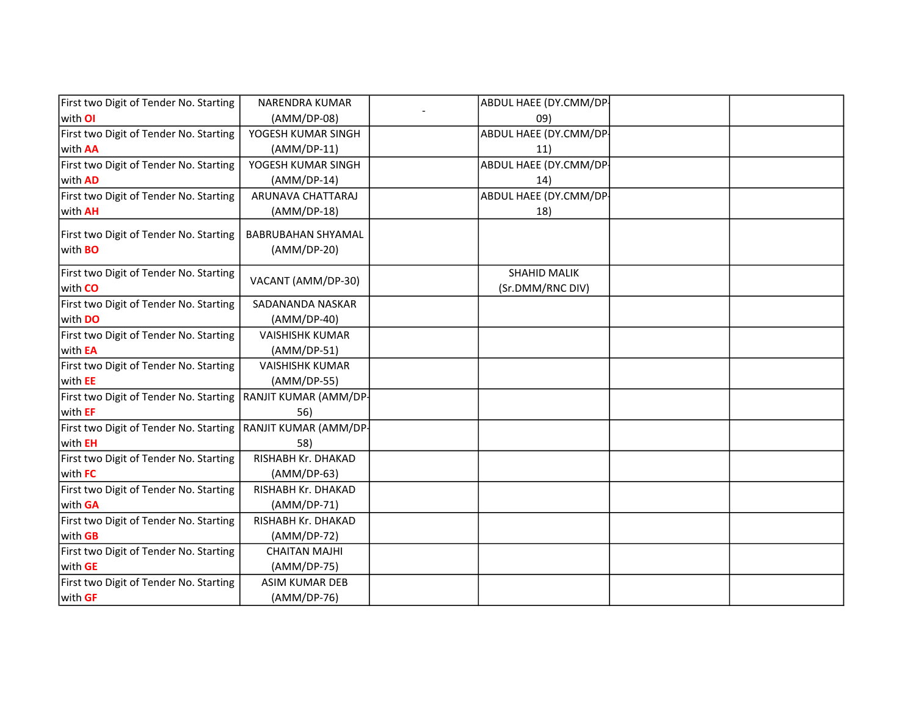| | | | | | |
|---|---|---|---|---|---|
| First two Digit of Tender No. Starting with OI | NARENDRA KUMAR (AMM/DP-08) | - | ABDUL HAEE (DY.CMM/DP-09) | | |
| First two Digit of Tender No. Starting with AA | YOGESH KUMAR SINGH (AMM/DP-11) | | ABDUL HAEE (DY.CMM/DP-11) | | |
| First two Digit of Tender No. Starting with AD | YOGESH KUMAR SINGH (AMM/DP-14) | | ABDUL HAEE (DY.CMM/DP-14) | | |
| First two Digit of Tender No. Starting with AH | ARUNAVA CHATTARAJ (AMM/DP-18) | | ABDUL HAEE (DY.CMM/DP-18) | | |
| First two Digit of Tender No. Starting with BO | BABRUBAHAN SHYAMAL (AMM/DP-20) | | | | |
| First two Digit of Tender No. Starting with CO | VACANT (AMM/DP-30) | | SHAHID MALIK (Sr.DMM/RNC DIV) | | |
| First two Digit of Tender No. Starting with DO | SADANANDA NASKAR (AMM/DP-40) | | | | |
| First two Digit of Tender No. Starting with EA | VAISHISHK KUMAR (AMM/DP-51) | | | | |
| First two Digit of Tender No. Starting with EE | VAISHISHK KUMAR (AMM/DP-55) | | | | |
| First two Digit of Tender No. Starting with EF | RANJIT KUMAR (AMM/DP-56) | | | | |
| First two Digit of Tender No. Starting with EH | RANJIT KUMAR (AMM/DP-58) | | | | |
| First two Digit of Tender No. Starting with FC | RISHABH Kr. DHAKAD (AMM/DP-63) | | | | |
| First two Digit of Tender No. Starting with GA | RISHABH Kr. DHAKAD (AMM/DP-71) | | | | |
| First two Digit of Tender No. Starting with GB | RISHABH Kr. DHAKAD (AMM/DP-72) | | | | |
| First two Digit of Tender No. Starting with GE | CHAITAN MAJHI (AMM/DP-75) | | | | |
| First two Digit of Tender No. Starting with GF | ASIM KUMAR DEB (AMM/DP-76) | | | | |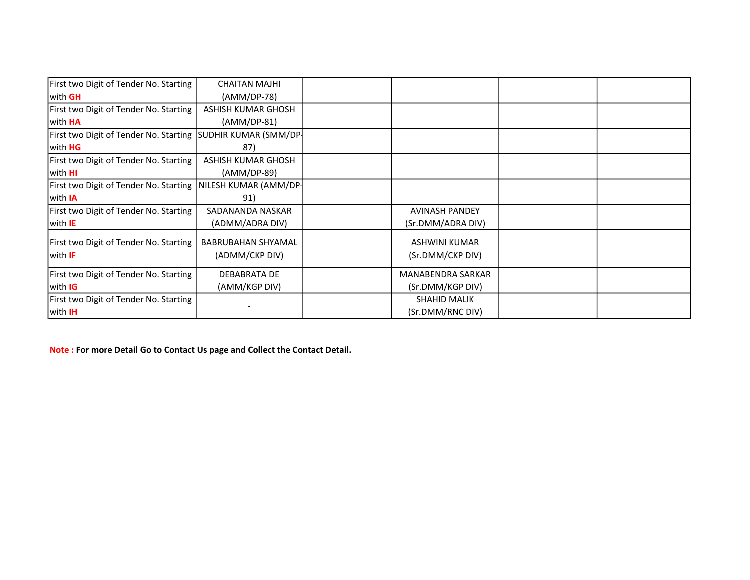| | | | | | |
|---|---|---|---|---|---|
| First two Digit of Tender No. Starting with **GH** | CHAITAN MAJHI (AMM/DP-78) | | | | |
| First two Digit of Tender No. Starting with **HA** | ASHISH KUMAR GHOSH (AMM/DP-81) | | | | |
| First two Digit of Tender No. Starting with **HG** | SUDHIR KUMAR (SMM/DP-87) | | | | |
| First two Digit of Tender No. Starting with **HI** | ASHISH KUMAR GHOSH (AMM/DP-89) | | | | |
| First two Digit of Tender No. Starting with **IA** | NILESH KUMAR (AMM/DP-91) | | | | |
| First two Digit of Tender No. Starting with **IE** | SADANANDA NASKAR (ADMM/ADRA DIV) | | AVINASH PANDEY (Sr.DMM/ADRA DIV) | | |
| First two Digit of Tender No. Starting with **IF** | BABRUBAHAN SHYAMAL (ADMM/CKP DIV) | | ASHWINI KUMAR (Sr.DMM/CKP DIV) | | |
| First two Digit of Tender No. Starting with **IG** | DEBABRATA DE (AMM/KGP DIV) | | MANABENDRA SARKAR (Sr.DMM/KGP DIV) | | |
| First two Digit of Tender No. Starting with **IH** | - | | SHAHID MALIK (Sr.DMM/RNC DIV) | | |

**Note : For more Detail Go to Contact Us page and Collect the Contact Detail.**